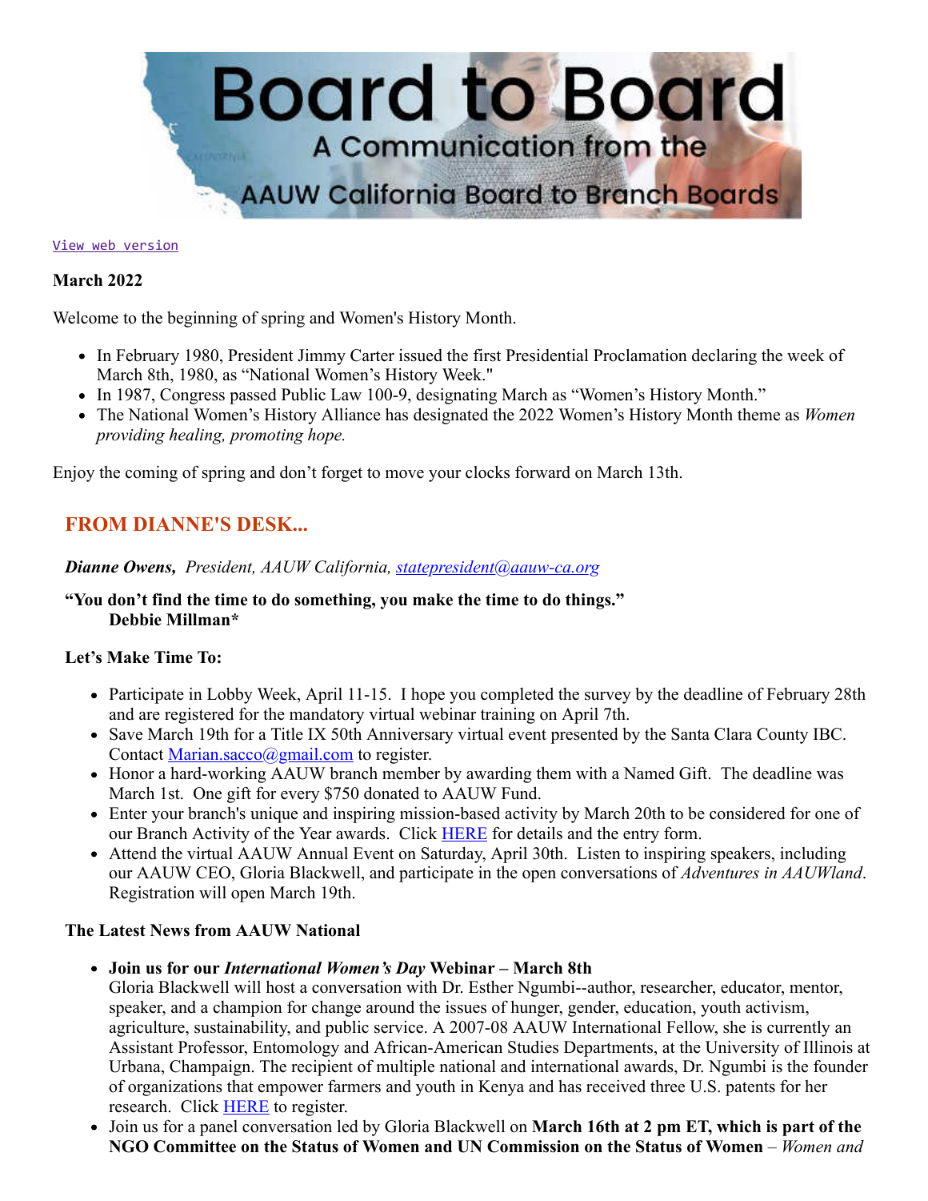# Board to Board

A Communication from the AAUW California Board to Branch Boards

View web version

**March 2022**

Welcome to the beginning of spring and Women's History Month.

- In February 1980, President Jimmy Carter issued the first Presidential Proclamation declaring the week of March 8th, 1980, as "National Women's History Week."
- In 1987, Congress passed Public Law 100-9, designating March as "Women's History Month."
- The National Women's History Alliance has designated the 2022 Women's History Month theme as *Women providing healing, promoting hope.*

Enjoy the coming of spring and don't forget to move your clocks forward on March 13th.

## FROM DIANNE'S DESK...

***Dianne Owens,*** *President, AAUW California, stateprresident@aauw-ca.org*

**"You don't find the time to do something, you make the time to do things."**
**Debbie Millman***

**Let's Make Time To:**

- Participate in Lobby Week, April 11-15. I hope you completed the survey by the deadline of February 28th and are registered for the mandatory virtual webinar training on April 7th.
- Save March 19th for a Title IX 50th Anniversary virtual event presented by the Santa Clara County IBC. Contact Marian.sacco@gmail.com to register.
- Honor a hard-working AAUW branch member by awarding them with a Named Gift. The deadline was March 1st. One gift for every $750 donated to AAUW Fund.
- Enter your branch's unique and inspiring mission-based activity by March 20th to be considered for one of our Branch Activity of the Year awards. Click HERE for details and the entry form.
- Attend the virtual AAUW Annual Event on Saturday, April 30th. Listen to inspiring speakers, including our AAUW CEO, Gloria Blackwell, and participate in the open conversations of *Adventures in AAUWland*. Registration will open March 19th.

**The Latest News from AAUW National**

- **Join us for our *International Women's Day* Webinar – March 8th**
  Gloria Blackwell will host a conversation with Dr. Esther Ngumbi--author, researcher, educator, mentor, speaker, and a champion for change around the issues of hunger, gender, education, youth activism, agriculture, sustainability, and public service. A 2007-08 AAUW International Fellow, she is currently an Assistant Professor, Entomology and African-American Studies Departments, at the University of Illinois at Urbana, Champaign. The recipient of multiple national and international awards, Dr. Ngumbi is the founder of organizations that empower farmers and youth in Kenya and has received three U.S. patents for her research. Click HERE to register.
- Join us for a panel conversation led by Gloria Blackwell on **March 16th at 2 pm ET, which is part of the NGO Committee on the Status of Women and UN Commission on the Status of Women** – *Women and*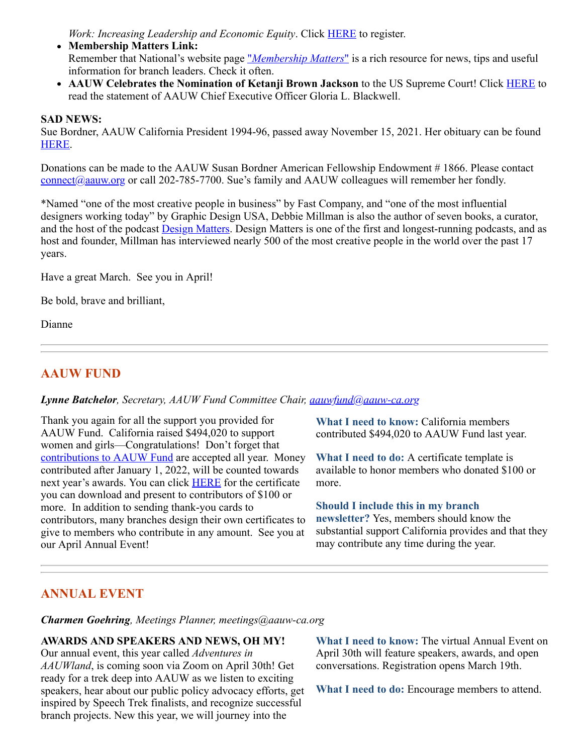*Work: Increasing Leadership and Economic Equity*. Click HERE to register.

- **Membership Matters Link:**
  Remember that National's website page "*Membership Matters*" is a rich resource for news, tips and useful information for branch leaders. Check it often.
- **AAUW Celebrates the Nomination of Ketanji Brown Jackson** to the US Supreme Court! Click HERE to read the statement of AAUW Chief Executive Officer Gloria L. Blackwell.

**SAD NEWS:**
Sue Bordner, AAUW California President 1994-96, passed away November 15, 2021. Her obituary can be found HERE.

Donations can be made to the AAUW Susan Bordner American Fellowship Endowment # 1866. Please contact connect@aauw.org or call 202-785-7700. Sue's family and AAUW colleagues will remember her fondly.

*Named "one of the most creative people in business" by Fast Company, and "one of the most influential designers working today" by Graphic Design USA, Debbie Millman is also the author of seven books, a curator, and the host of the podcast Design Matters. Design Matters is one of the first and longest-running podcasts, and as host and founder, Millman has interviewed nearly 500 of the most creative people in the world over the past 17 years.

Have a great March. See you in April!

Be bold, brave and brilliant,

Dianne

---

## AAUW FUND

***Lynne Batchelor**, Secretary, AAUW Fund Committee Chair, aauwfund@aauw-ca.org*

Thank you again for all the support you provided for AAUW Fund. California raised $494,020 to support women and girls—Congratulations! Don't forget that contributions to AAUW Fund are accepted all year. Money contributed after January 1, 2022, will be counted towards next year's awards. You can click HERE for the certificate you can download and present to contributors of $100 or more. In addition to sending thank-you cards to contributors, many branches design their own certificates to give to members who contribute in any amount. See you at our April Annual Event!

**What I need to know:** California members contributed $494,020 to AAUW Fund last year.

**What I need to do:** A certificate template is available to honor members who donated $100 or more.

**Should I include this in my branch newsletter?** Yes, members should know the substantial support California provides and that they may contribute any time during the year.

---

## ANNUAL EVENT

***Charmen Goehring**, Meetings Planner, meetings@aauw-ca.org*

**AWARDS AND SPEAKERS AND NEWS, OH MY!**
Our annual event, this year called *Adventures in AAUWland*, is coming soon via Zoom on April 30th! Get ready for a trek deep into AAUW as we listen to exciting speakers, hear about our public policy advocacy efforts, get inspired by Speech Trek finalists, and recognize successful branch projects. New this year, we will journey into the

**What I need to know:** The virtual Annual Event on April 30th will feature speakers, awards, and open conversations. Registration opens March 19th.

**What I need to do:** Encourage members to attend.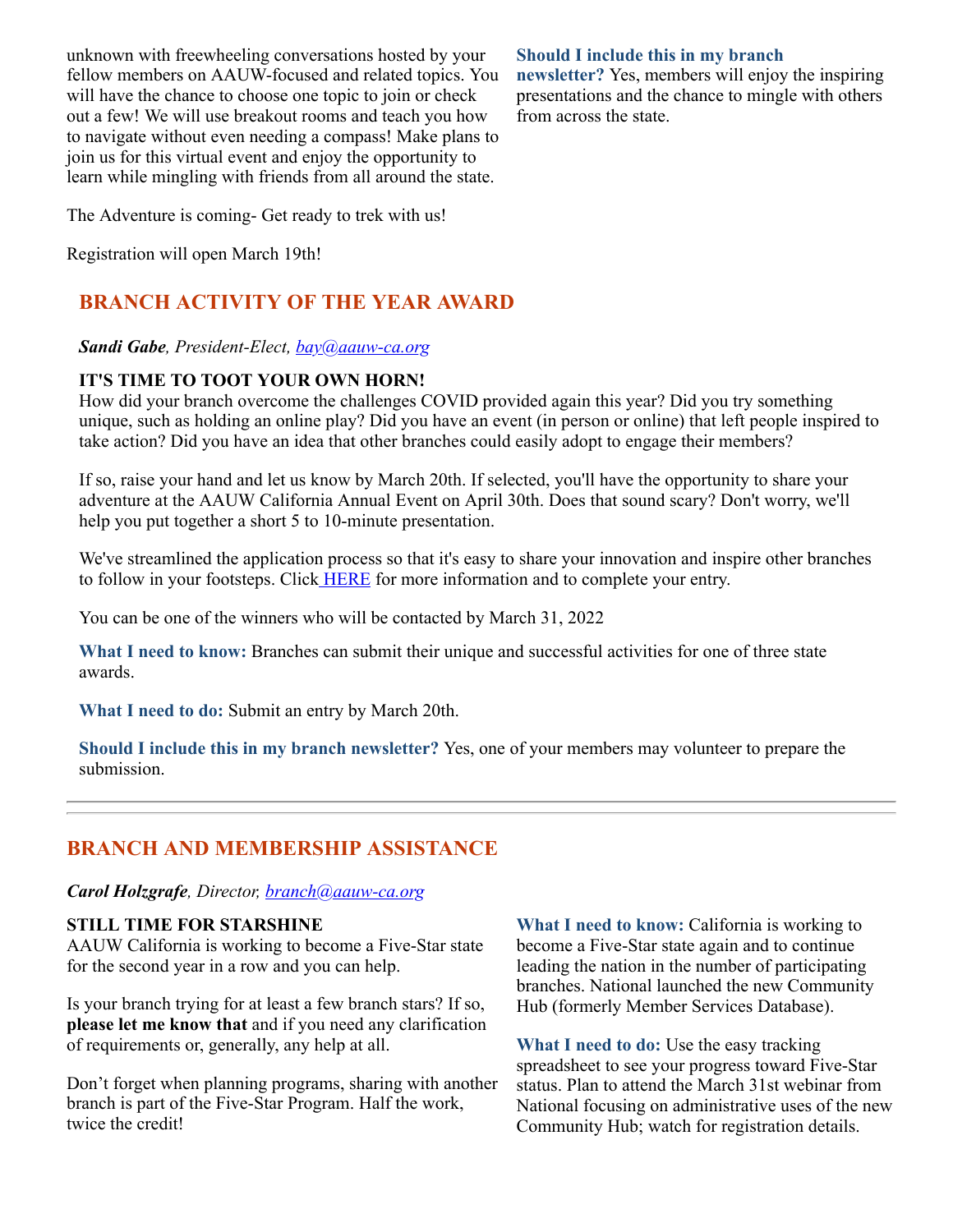unknown with freewheeling conversations hosted by your fellow members on AAUW-focused and related topics. You will have the chance to choose one topic to join or check out a few! We will use breakout rooms and teach you how to navigate without even needing a compass! Make plans to join us for this virtual event and enjoy the opportunity to learn while mingling with friends from all around the state.

The Adventure is coming- Get ready to trek with us!

Registration will open March 19th!

**Should I include this in my branch newsletter?** Yes, members will enjoy the inspiring presentations and the chance to mingle with others from across the state.

## BRANCH ACTIVITY OF THE YEAR AWARD

***Sandi Gabe**, President-Elect, bay@aauw-ca.org*

**IT'S TIME TO TOOT YOUR OWN HORN!**

How did your branch overcome the challenges COVID provided again this year? Did you try something unique, such as holding an online play? Did you have an event (in person or online) that left people inspired to take action? Did you have an idea that other branches could easily adopt to engage their members?

If so, raise your hand and let us know by March 20th. If selected, you'll have the opportunity to share your adventure at the AAUW California Annual Event on April 30th. Does that sound scary? Don't worry, we'll help you put together a short 5 to 10-minute presentation.

We've streamlined the application process so that it's easy to share your innovation and inspire other branches to follow in your footsteps. Click HERE for more information and to complete your entry.

You can be one of the winners who will be contacted by March 31, 2022

**What I need to know:** Branches can submit their unique and successful activities for one of three state awards.

**What I need to do:** Submit an entry by March 20th.

**Should I include this in my branch newsletter?** Yes, one of your members may volunteer to prepare the submission.

---

## BRANCH AND MEMBERSHIP ASSISTANCE

***Carol Holzgrafe**, Director, branch@aauw-ca.org*

**STILL TIME FOR STARSHINE**

AAUW California is working to become a Five-Star state for the second year in a row and you can help.

Is your branch trying for at least a few branch stars? If so, **please let me know that** and if you need any clarification of requirements or, generally, any help at all.

Don't forget when planning programs, sharing with another branch is part of the Five-Star Program. Half the work, twice the credit!

**What I need to know:** California is working to become a Five-Star state again and to continue leading the nation in the number of participating branches. National launched the new Community Hub (formerly Member Services Database).

**What I need to do:** Use the easy tracking spreadsheet to see your progress toward Five-Star status. Plan to attend the March 31st webinar from National focusing on administrative uses of the new Community Hub; watch for registration details.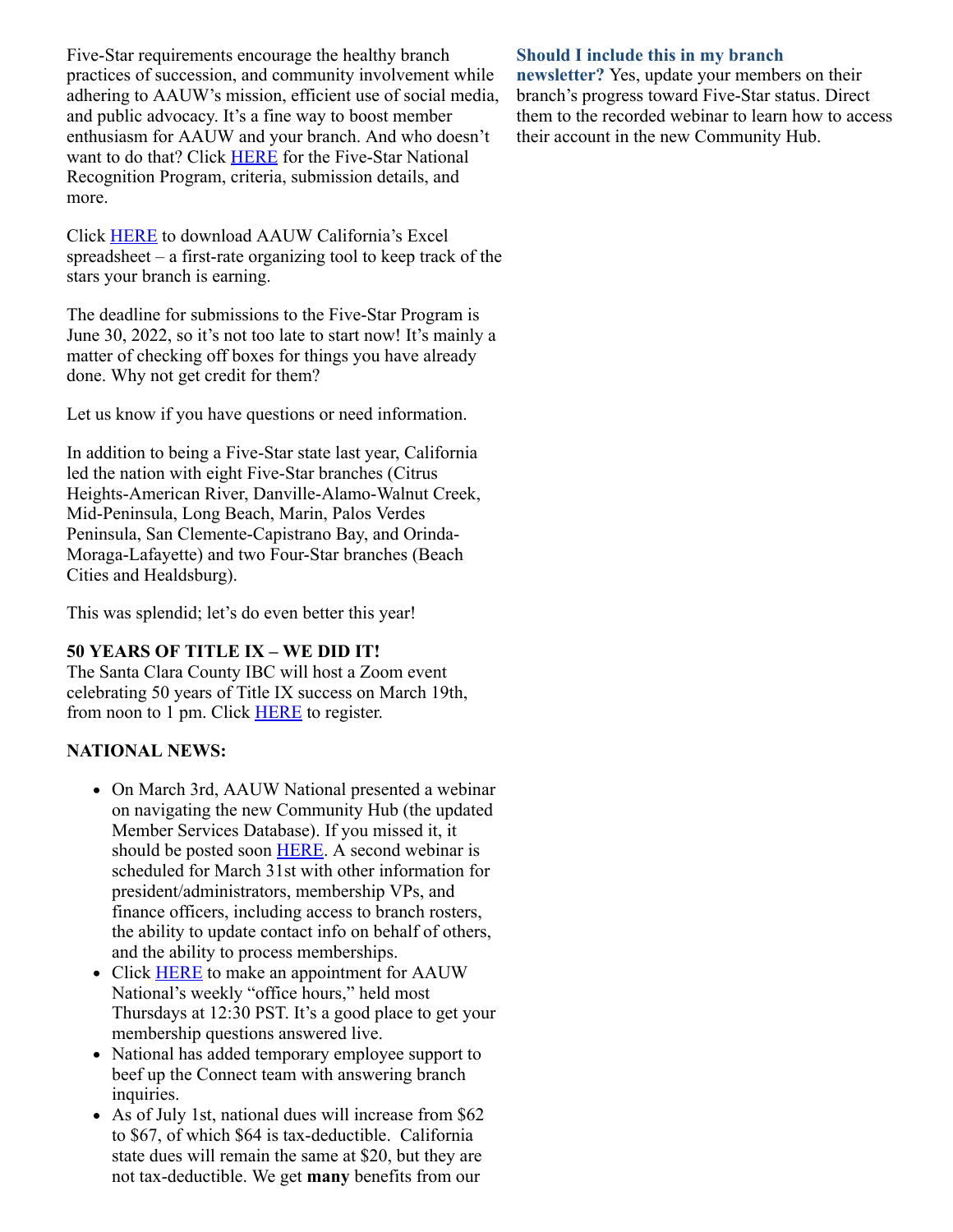Five-Star requirements encourage the healthy branch practices of succession, and community involvement while adhering to AAUW's mission, efficient use of social media, and public advocacy. It's a fine way to boost member enthusiasm for AAUW and your branch. And who doesn't want to do that? Click HERE for the Five-Star National Recognition Program, criteria, submission details, and more.

Click HERE to download AAUW California's Excel spreadsheet – a first-rate organizing tool to keep track of the stars your branch is earning.

The deadline for submissions to the Five-Star Program is June 30, 2022, so it's not too late to start now! It's mainly a matter of checking off boxes for things you have already done. Why not get credit for them?

Let us know if you have questions or need information.

In addition to being a Five-Star state last year, California led the nation with eight Five-Star branches (Citrus Heights-American River, Danville-Alamo-Walnut Creek, Mid-Peninsula, Long Beach, Marin, Palos Verdes Peninsula, San Clemente-Capistrano Bay, and Orinda-Moraga-Lafayette) and two Four-Star branches (Beach Cities and Healdsburg).

This was splendid; let's do even better this year!

**50 YEARS OF TITLE IX – WE DID IT!**
The Santa Clara County IBC will host a Zoom event celebrating 50 years of Title IX success on March 19th, from noon to 1 pm. Click HERE to register.

**NATIONAL NEWS:**

- On March 3rd, AAUW National presented a webinar on navigating the new Community Hub (the updated Member Services Database). If you missed it, it should be posted soon HERE. A second webinar is scheduled for March 31st with other information for president/administrators, membership VPs, and finance officers, including access to branch rosters, the ability to update contact info on behalf of others, and the ability to process memberships.
- Click HERE to make an appointment for AAUW National's weekly "office hours," held most Thursdays at 12:30 PST. It's a good place to get your membership questions answered live.
- National has added temporary employee support to beef up the Connect team with answering branch inquiries.
- As of July 1st, national dues will increase from $62 to $67, of which $64 is tax-deductible. California state dues will remain the same at $20, but they are not tax-deductible. We get **many** benefits from our

**Should I include this in my branch newsletter?** Yes, update your members on their branch's progress toward Five-Star status. Direct them to the recorded webinar to learn how to access their account in the new Community Hub.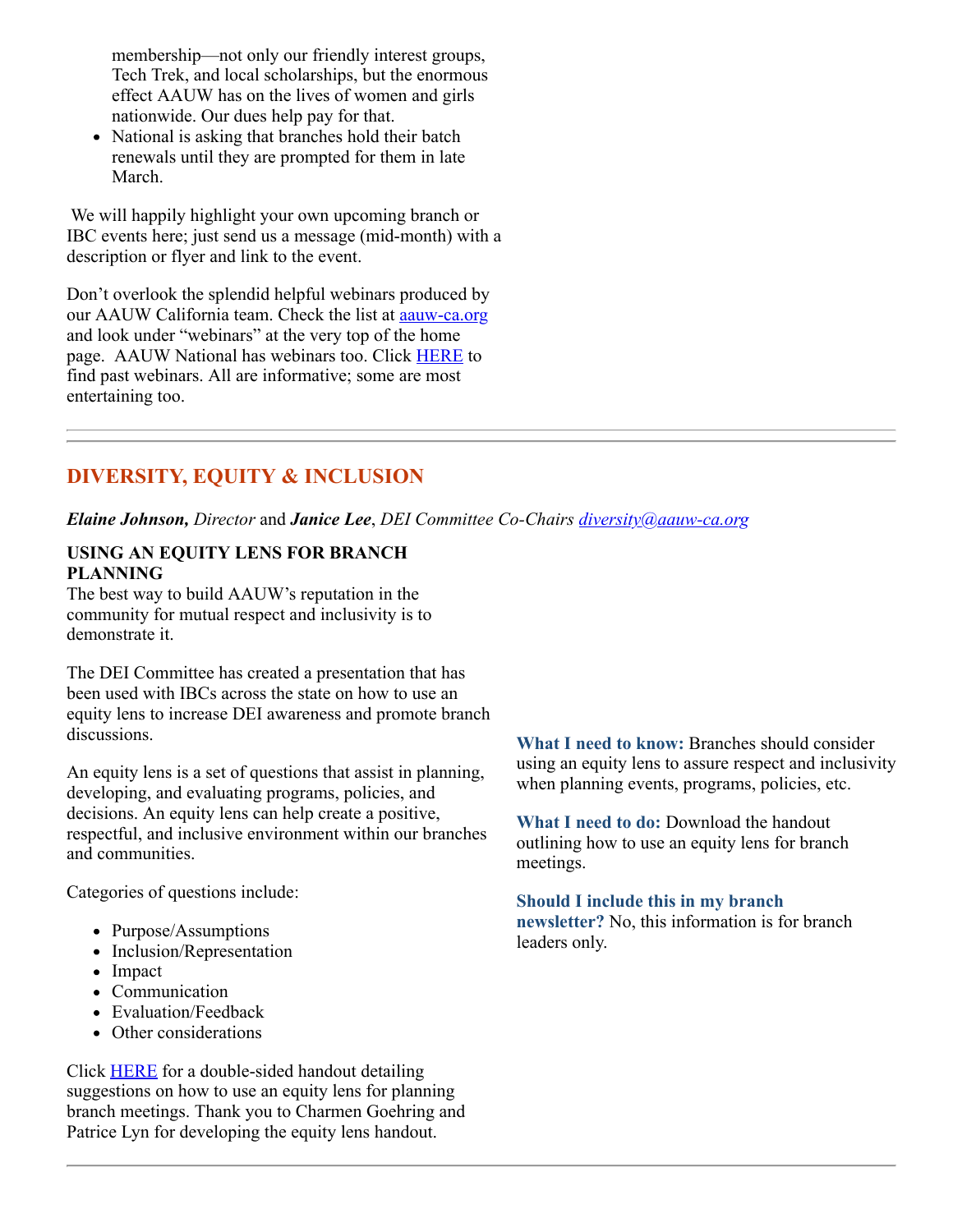membership—not only our friendly interest groups, Tech Trek, and local scholarships, but the enormous effect AAUW has on the lives of women and girls nationwide. Our dues help pay for that.
- National is asking that branches hold their batch renewals until they are prompted for them in late March.

We will happily highlight your own upcoming branch or IBC events here; just send us a message (mid-month) with a description or flyer and link to the event.

Don't overlook the splendid helpful webinars produced by our AAUW California team. Check the list at aauw-ca.org and look under "webinars" at the very top of the home page. AAUW National has webinars too. Click HERE to find past webinars. All are informative; some are most entertaining too.

---

## DIVERSITY, EQUITY & INCLUSION

***Elaine Johnson,*** *Director* and ***Janice Lee***, *DEI Committee Co-Chairs diversity@aauw-ca.org*

**USING AN EQUITY LENS FOR BRANCH PLANNING**

The best way to build AAUW's reputation in the community for mutual respect and inclusivity is to demonstrate it.

The DEI Committee has created a presentation that has been used with IBCs across the state on how to use an equity lens to increase DEI awareness and promote branch discussions.

An equity lens is a set of questions that assist in planning, developing, and evaluating programs, policies, and decisions. An equity lens can help create a positive, respectful, and inclusive environment within our branches and communities.

Categories of questions include:

- Purpose/Assumptions
- Inclusion/Representation
- Impact
- Communication
- Evaluation/Feedback
- Other considerations

Click HERE for a double-sided handout detailing suggestions on how to use an equity lens for planning branch meetings. Thank you to Charmen Goehring and Patrice Lyn for developing the equity lens handout.

**What I need to know:** Branches should consider using an equity lens to assure respect and inclusivity when planning events, programs, policies, etc.

**What I need to do:** Download the handout outlining how to use an equity lens for branch meetings.

**Should I include this in my branch newsletter?** No, this information is for branch leaders only.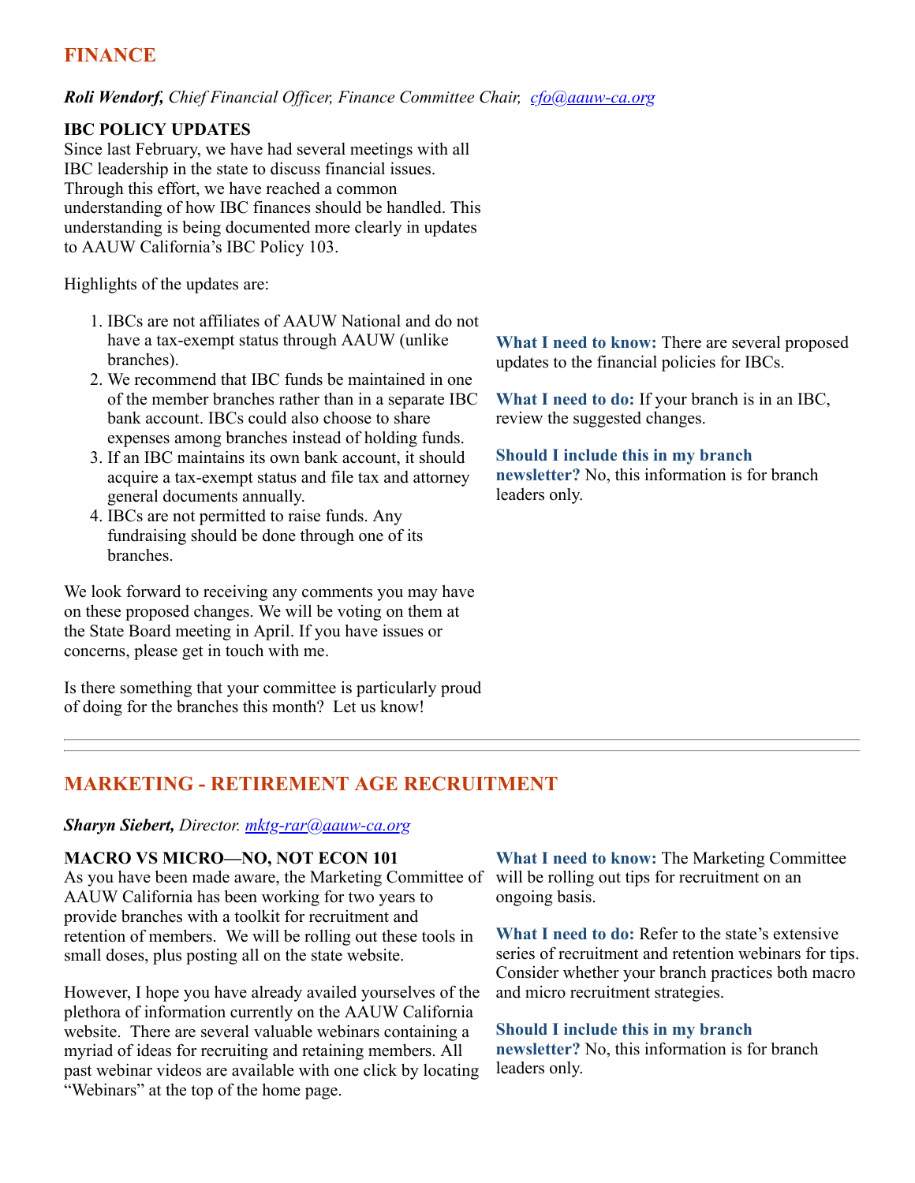## FINANCE

***Roli Wendorf,*** *Chief Financial Officer, Finance Committee Chair,* *cfo@aauw-ca.org*

**IBC POLICY UPDATES**

Since last February, we have had several meetings with all IBC leadership in the state to discuss financial issues. Through this effort, we have reached a common understanding of how IBC finances should be handled. This understanding is being documented more clearly in updates to AAUW California's IBC Policy 103.

Highlights of the updates are:

1. IBCs are not affiliates of AAUW National and do not have a tax-exempt status through AAUW (unlike branches).
2. We recommend that IBC funds be maintained in one of the member branches rather than in a separate IBC bank account. IBCs could also choose to share expenses among branches instead of holding funds.
3. If an IBC maintains its own bank account, it should acquire a tax-exempt status and file tax and attorney general documents annually.
4. IBCs are not permitted to raise funds. Any fundraising should be done through one of its branches.

We look forward to receiving any comments you may have on these proposed changes. We will be voting on them at the State Board meeting in April. If you have issues or concerns, please get in touch with me.

Is there something that your committee is particularly proud of doing for the branches this month? Let us know!

**What I need to know:** There are several proposed updates to the financial policies for IBCs.

**What I need to do:** If your branch is in an IBC, review the suggested changes.

**Should I include this in my branch newsletter?** No, this information is for branch leaders only.

---

## MARKETING - RETIREMENT AGE RECRUITMENT

***Sharyn Siebert,*** *Director. mktg-rar@aauw-ca.org*

**MACRO VS MICRO—NO, NOT ECON 101**

As you have been made aware, the Marketing Committee of AAUW California has been working for two years to provide branches with a toolkit for recruitment and retention of members. We will be rolling out these tools in small doses, plus posting all on the state website.

However, I hope you have already availed yourselves of the plethora of information currently on the AAUW California website. There are several valuable webinars containing a myriad of ideas for recruiting and retaining members. All past webinar videos are available with one click by locating "Webinars" at the top of the home page.

**What I need to know:** The Marketing Committee will be rolling out tips for recruitment on an ongoing basis.

**What I need to do:** Refer to the state's extensive series of recruitment and retention webinars for tips. Consider whether your branch practices both macro and micro recruitment strategies.

**Should I include this in my branch newsletter?** No, this information is for branch leaders only.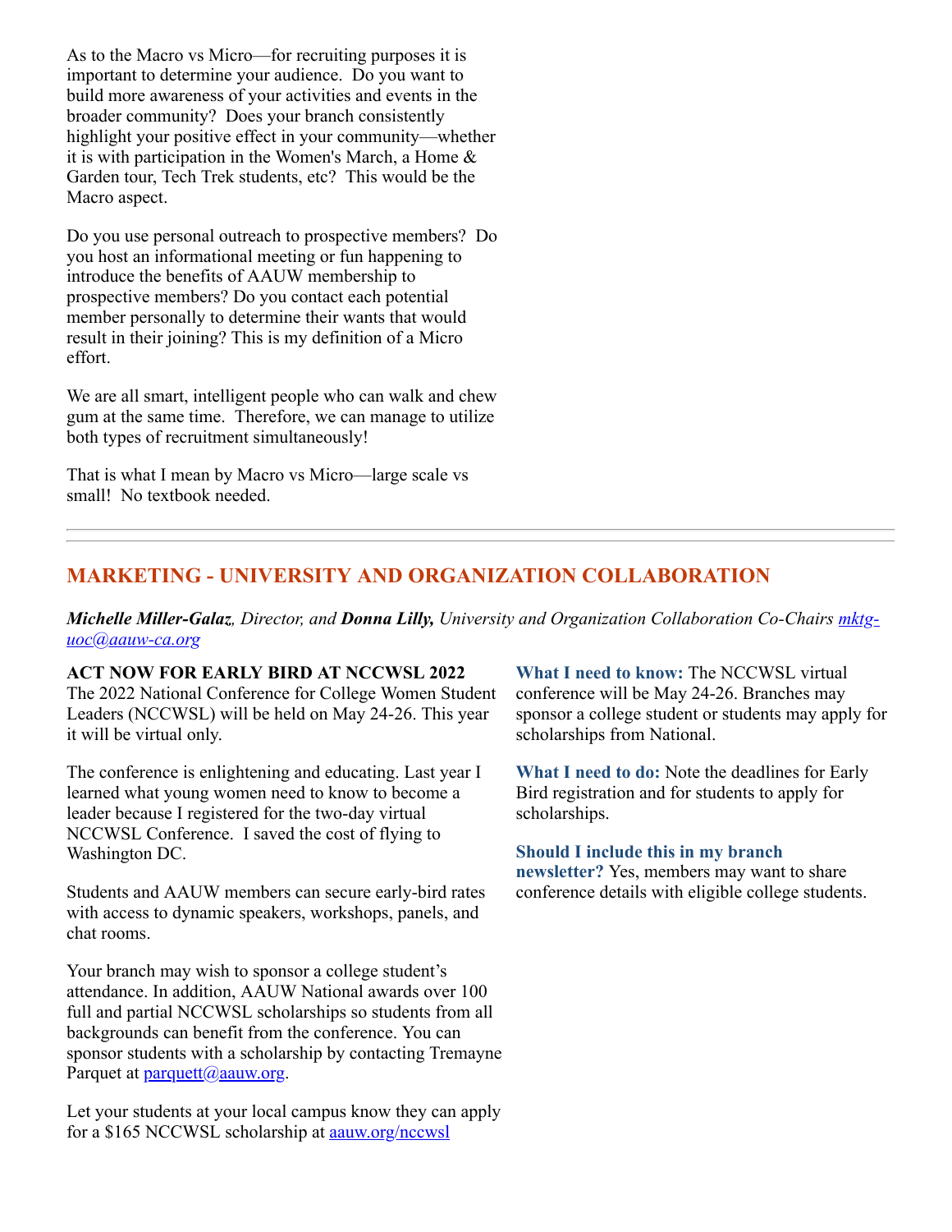As to the Macro vs Micro—for recruiting purposes it is important to determine your audience.  Do you want to build more awareness of your activities and events in the broader community?  Does your branch consistently highlight your positive effect in your community—whether it is with participation in the Women's March, a Home & Garden tour, Tech Trek students, etc?  This would be the Macro aspect.

Do you use personal outreach to prospective members?  Do you host an informational meeting or fun happening to introduce the benefits of AAUW membership to prospective members? Do you contact each potential member personally to determine their wants that would result in their joining? This is my definition of a Micro effort.

We are all smart, intelligent people who can walk and chew gum at the same time.  Therefore, we can manage to utilize both types of recruitment simultaneously!

That is what I mean by Macro vs Micro—large scale vs small!  No textbook needed.

---

## MARKETING - UNIVERSITY AND ORGANIZATION COLLABORATION

***Michelle Miller-Galaz**, Director, and **Donna Lilly,** University and Organization Collaboration Co-Chairs [mktg-uoc@aauw-ca.org](mailto:mktg-uoc@aauw-ca.org)*

**ACT NOW FOR EARLY BIRD AT NCCWSL 2022**
The 2022 National Conference for College Women Student Leaders (NCCWSL) will be held on May 24-26. This year it will be virtual only.

The conference is enlightening and educating. Last year I learned what young women need to know to become a leader because I registered for the two-day virtual NCCWSL Conference.  I saved the cost of flying to Washington DC.

Students and AAUW members can secure early-bird rates with access to dynamic speakers, workshops, panels, and chat rooms.

Your branch may wish to sponsor a college student's attendance. In addition, AAUW National awards over 100 full and partial NCCWSL scholarships so students from all backgrounds can benefit from the conference. You can sponsor students with a scholarship by contacting Tremayne Parquet at [parquett@aauw.org](mailto:parquett@aauw.org).

Let your students at your local campus know they can apply for a $165 NCCWSL scholarship at [aauw.org/nccwsl](aauw.org/nccwsl)

**What I need to know:** The NCCWSL virtual conference will be May 24-26. Branches may sponsor a college student or students may apply for scholarships from National.

**What I need to do:** Note the deadlines for Early Bird registration and for students to apply for scholarships.

**Should I include this in my branch newsletter?** Yes, members may want to share conference details with eligible college students.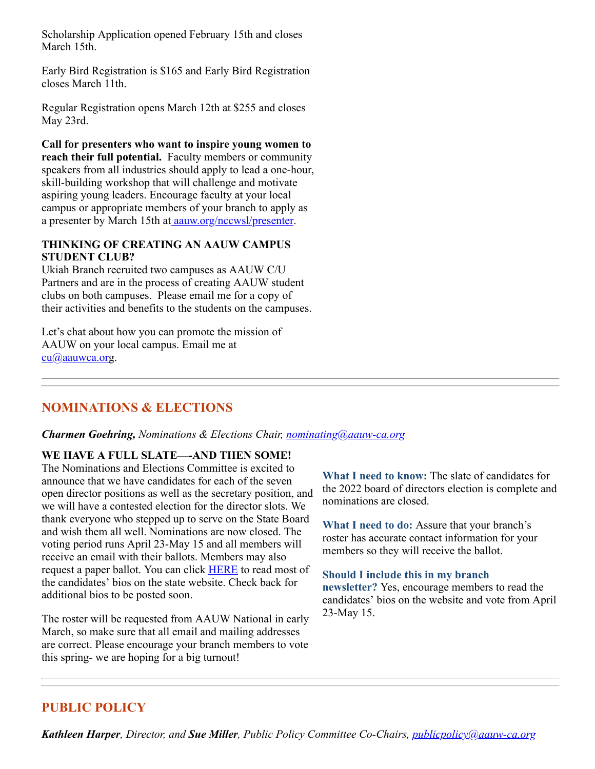Scholarship Application opened February 15th and closes March 15th.

Early Bird Registration is $165 and Early Bird Registration closes March 11th.

Regular Registration opens March 12th at $255 and closes May 23rd.

**Call for presenters who want to inspire young women to reach their full potential.** Faculty members or community speakers from all industries should apply to lead a one-hour, skill-building workshop that will challenge and motivate aspiring young leaders. Encourage faculty at your local campus or appropriate members of your branch to apply as a presenter by March 15th at [aauw.org/nccwsl/presenter](aauw.org/nccwsl/presenter).

**THINKING OF CREATING AN AAUW CAMPUS STUDENT CLUB?**
Ukiah Branch recruited two campuses as AAUW C/U Partners and are in the process of creating AAUW student clubs on both campuses. Please email me for a copy of their activities and benefits to the students on the campuses.

Let's chat about how you can promote the mission of AAUW on your local campus. Email me at cu@aauwca.org.

---

## NOMINATIONS & ELECTIONS

***Charmen Goehring,*** *Nominations & Elections Chair, nominating@aauw-ca.org*

**WE HAVE A FULL SLATE—-AND THEN SOME!**
The Nominations and Elections Committee is excited to announce that we have candidates for each of the seven open director positions as well as the secretary position, and we will have a contested election for the director slots. We thank everyone who stepped up to serve on the State Board and wish them all well. Nominations are now closed. The voting period runs April 23-May 15 and all members will receive an email with their ballots. Members may also request a paper ballot. You can click HERE to read most of the candidates' bios on the state website. Check back for additional bios to be posted soon.

The roster will be requested from AAUW National in early March, so make sure that all email and mailing addresses are correct. Please encourage your branch members to vote this spring- we are hoping for a big turnout!

**What I need to know:** The slate of candidates for the 2022 board of directors election is complete and nominations are closed.

**What I need to do:** Assure that your branch's roster has accurate contact information for your members so they will receive the ballot.

**Should I include this in my branch newsletter?** Yes, encourage members to read the candidates' bios on the website and vote from April 23-May 15.

---

## PUBLIC POLICY

***Kathleen Harper****, Director, and* ***Sue Miller****, Public Policy Committee Co-Chairs, publicpolicy@aauw-ca.org*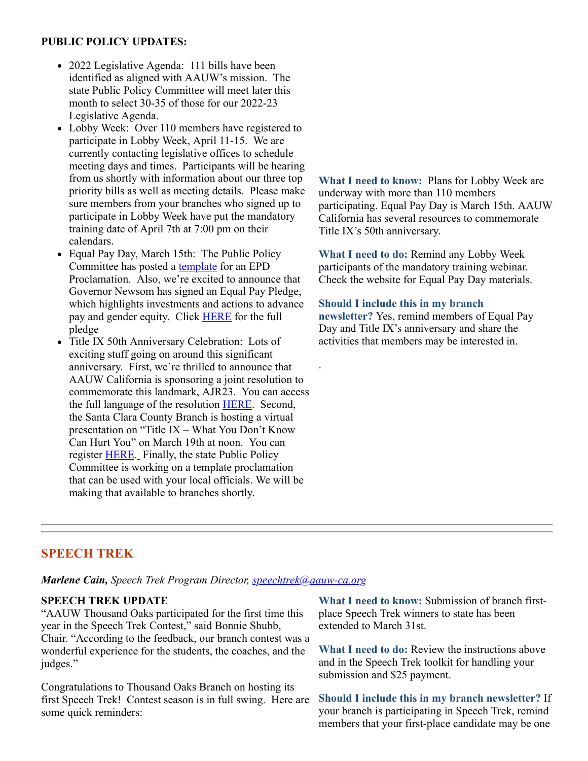**PUBLIC POLICY UPDATES:**

- 2022 Legislative Agenda: 111 bills have been identified as aligned with AAUW's mission. The state Public Policy Committee will meet later this month to select 30-35 of those for our 2022-23 Legislative Agenda.
- Lobby Week: Over 110 members have registered to participate in Lobby Week, April 11-15. We are currently contacting legislative offices to schedule meeting days and times. Participants will be hearing from us shortly with information about our three top priority bills as well as meeting details. Please make sure members from your branches who signed up to participate in Lobby Week have put the mandatory training date of April 7th at 7:00 pm on their calendars.
- Equal Pay Day, March 15th: The Public Policy Committee has posted a template for an EPD Proclamation. Also, we're excited to announce that Governor Newsom has signed an Equal Pay Pledge, which highlights investments and actions to advance pay and gender equity. Click HERE for the full pledge
- Title IX 50th Anniversary Celebration: Lots of exciting stuff going on around this significant anniversary. First, we're thrilled to announce that AAUW California is sponsoring a joint resolution to commemorate this landmark, AJR23. You can access the full language of the resolution HERE. Second, the Santa Clara County Branch is hosting a virtual presentation on "Title IX – What You Don't Know Can Hurt You" on March 19th at noon. You can register HERE. Finally, the state Public Policy Committee is working on a template proclamation that can be used with your local officials. We will be making that available to branches shortly.

**What I need to know:** Plans for Lobby Week are underway with more than 110 members participating. Equal Pay Day is March 15th. AAUW California has several resources to commemorate Title IX's 50th anniversary.

**What I need to do:** Remind any Lobby Week participants of the mandatory training webinar. Check the website for Equal Pay Day materials.

**Should I include this in my branch newsletter?** Yes, remind members of Equal Pay Day and Title IX's anniversary and share the activities that members may be interested in.

---

## SPEECH TREK

***Marlene Cain,*** *Speech Trek Program Director, speechtrek@aauw-ca.org*

**SPEECH TREK UPDATE**

"AAUW Thousand Oaks participated for the first time this year in the Speech Trek Contest," said Bonnie Shubb, Chair. "According to the feedback, our branch contest was a wonderful experience for the students, the coaches, and the judges."

Congratulations to Thousand Oaks Branch on hosting its first Speech Trek! Contest season is in full swing. Here are some quick reminders:

**What I need to know:** Submission of branch first-place Speech Trek winners to state has been extended to March 31st.

**What I need to do:** Review the instructions above and in the Speech Trek toolkit for handling your submission and $25 payment.

**Should I include this in my branch newsletter?** If your branch is participating in Speech Trek, remind members that your first-place candidate may be one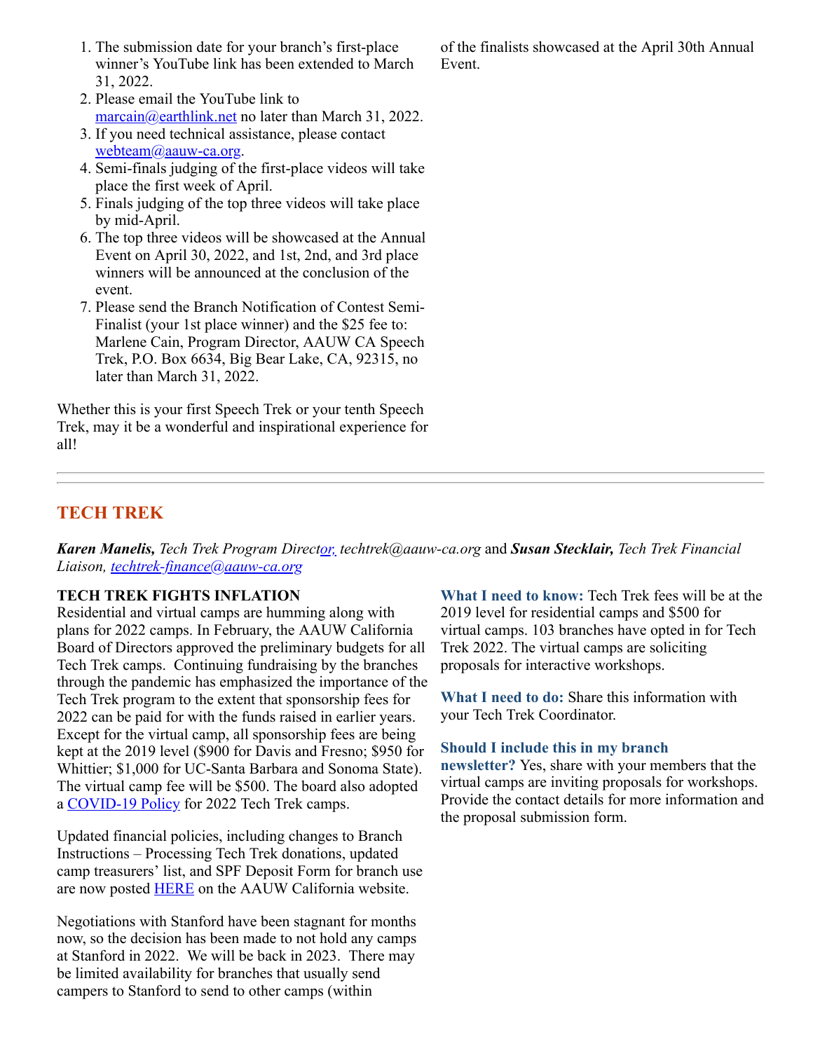1. The submission date for your branch's first-place winner's YouTube link has been extended to March 31, 2022.
2. Please email the YouTube link to marcain@earthlink.net no later than March 31, 2022.
3. If you need technical assistance, please contact webteam@aauw-ca.org.
4. Semi-finals judging of the first-place videos will take place the first week of April.
5. Finals judging of the top three videos will take place by mid-April.
6. The top three videos will be showcased at the Annual Event on April 30, 2022, and 1st, 2nd, and 3rd place winners will be announced at the conclusion of the event.
7. Please send the Branch Notification of Contest Semi-Finalist (your 1st place winner) and the $25 fee to: Marlene Cain, Program Director, AAUW CA Speech Trek, P.O. Box 6634, Big Bear Lake, CA, 92315, no later than March 31, 2022.

Whether this is your first Speech Trek or your tenth Speech Trek, may it be a wonderful and inspirational experience for all of the finalists showcased at the April 30th Annual Event.

---

## TECH TREK

***Karen Manelis,*** *Tech Trek Program Director, techtrek@aauw-ca.org* and ***Susan Stecklair,*** *Tech Trek Financial Liaison, techtrek-finance@aauw-ca.org*

**TECH TREK FIGHTS INFLATION**
Residential and virtual camps are humming along with plans for 2022 camps. In February, the AAUW California Board of Directors approved the preliminary budgets for all Tech Trek camps. Continuing fundraising by the branches through the pandemic has emphasized the importance of the Tech Trek program to the extent that sponsorship fees for 2022 can be paid for with the funds raised in earlier years. Except for the virtual camp, all sponsorship fees are being kept at the 2019 level ($900 for Davis and Fresno; $950 for Whittier; $1,000 for UC-Santa Barbara and Sonoma State). The virtual camp fee will be $500. The board also adopted a COVID-19 Policy for 2022 Tech Trek camps.

Updated financial policies, including changes to Branch Instructions – Processing Tech Trek donations, updated camp treasurers' list, and SPF Deposit Form for branch use are now posted HERE on the AAUW California website.

Negotiations with Stanford have been stagnant for months now, so the decision has been made to not hold any camps at Stanford in 2022. We will be back in 2023. There may be limited availability for branches that usually send campers to Stanford to send to other camps (within

**What I need to know:** Tech Trek fees will be at the 2019 level for residential camps and $500 for virtual camps. 103 branches have opted in for Tech Trek 2022. The virtual camps are soliciting proposals for interactive workshops.

**What I need to do:** Share this information with your Tech Trek Coordinator.

**Should I include this in my branch newsletter?** Yes, share with your members that the virtual camps are inviting proposals for workshops. Provide the contact details for more information and the proposal submission form.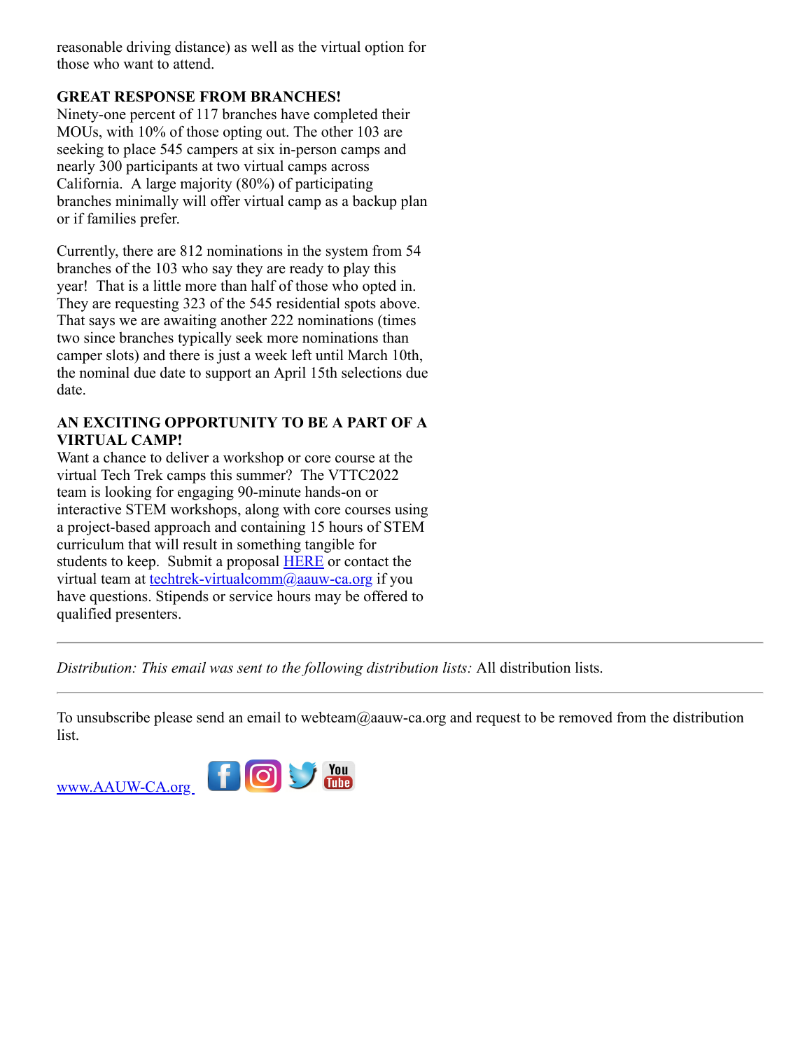reasonable driving distance) as well as the virtual option for those who want to attend.

**GREAT RESPONSE FROM BRANCHES!**
Ninety-one percent of 117 branches have completed their MOUs, with 10% of those opting out. The other 103 are seeking to place 545 campers at six in-person camps and nearly 300 participants at two virtual camps across California. A large majority (80%) of participating branches minimally will offer virtual camp as a backup plan or if families prefer.

Currently, there are 812 nominations in the system from 54 branches of the 103 who say they are ready to play this year! That is a little more than half of those who opted in. They are requesting 323 of the 545 residential spots above. That says we are awaiting another 222 nominations (times two since branches typically seek more nominations than camper slots) and there is just a week left until March 10th, the nominal due date to support an April 15th selections due date.

**AN EXCITING OPPORTUNITY TO BE A PART OF A VIRTUAL CAMP!**
Want a chance to deliver a workshop or core course at the virtual Tech Trek camps this summer? The VTTC2022 team is looking for engaging 90-minute hands-on or interactive STEM workshops, along with core courses using a project-based approach and containing 15 hours of STEM curriculum that will result in something tangible for students to keep. Submit a proposal HERE or contact the virtual team at techtrek-virtualcomm@aauw-ca.org if you have questions. Stipends or service hours may be offered to qualified presenters.

---

*Distribution: This email was sent to the following distribution lists:* All distribution lists.

---

To unsubscribe please send an email to webteam@aauw-ca.org and request to be removed from the distribution list.

www.AAUW-CA.org